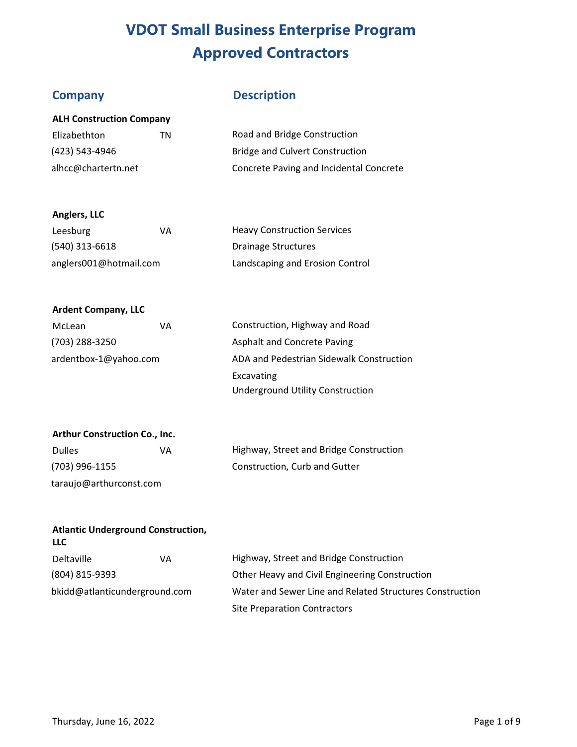# VDOT Small Business Enterprise Program
# Approved Contractors

| Company | Description |
| --- | --- |
| **ALH Construction Company** | |
| Elizabethton TN | Road and Bridge Construction |
| (423) 543-4946 | Bridge and Culvert Construction |
| alhcc@chartertn.net | Concrete Paving and Incidental Concrete |
| **Anglers, LLC** | |
| Leesburg VA | Heavy Construction Services |
| (540) 313-6618 | Drainage Structures |
| anglers001@hotmail.com | Landscaping and Erosion Control |
| **Ardent Company, LLC** | |
| McLean VA | Construction, Highway and Road |
| (703) 288-3250 | Asphalt and Concrete Paving |
| ardentbox-1@yahoo.com | ADA and Pedestrian Sidewalk Construction |
| | Excavating |
| | Underground Utility Construction |
| **Arthur Construction Co., Inc.** | |
| Dulles VA | Highway, Street and Bridge Construction |
| (703) 996-1155 | Construction, Curb and Gutter |
| taraujo@arthurconst.com | |
| **Atlantic Underground Construction, LLC** | |
| Deltaville VA | Highway, Street and Bridge Construction |
| (804) 815-9393 | Other Heavy and Civil Engineering Construction |
| bkidd@atlanticunderground.com | Water and Sewer Line and Related Structures Construction |
| | Site Preparation Contractors |

Thursday, June 16, 2022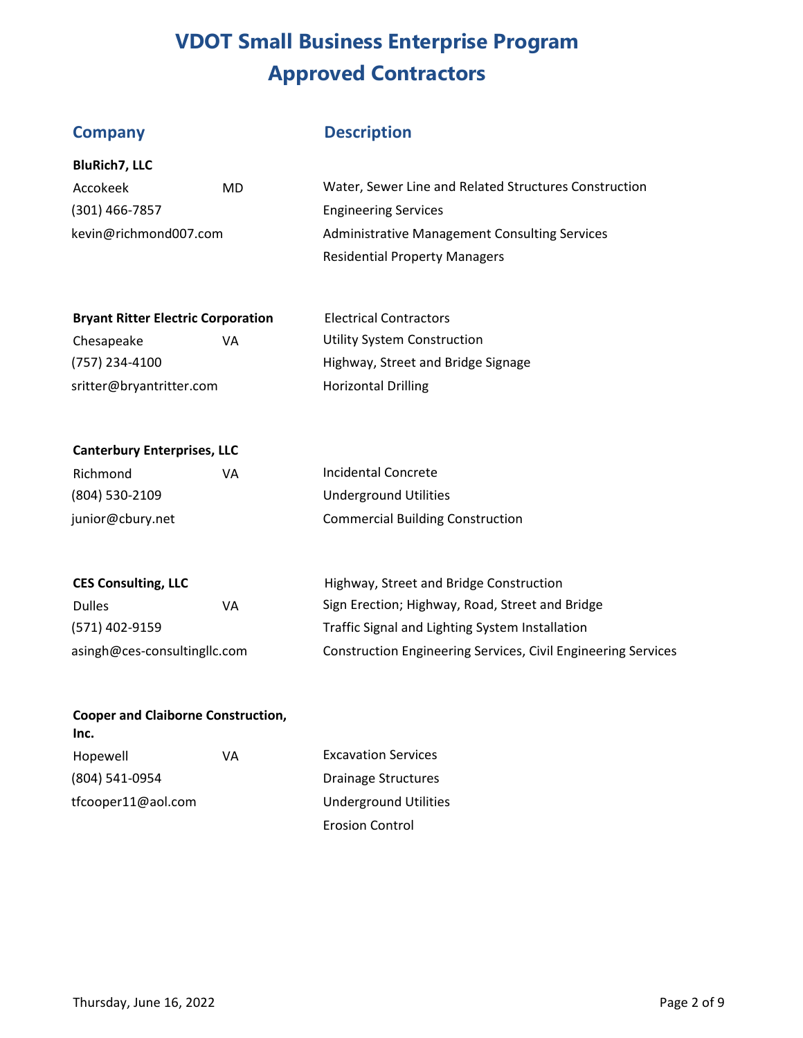# VDOT Small Business Enterprise Program
# Approved Contractors

| Company | | Description |
| --- | --- | --- |
| **BluRich7, LLC** | | |
| Accokeek | MD | Water, Sewer Line and Related Structures Construction |
| (301) 466-7857 | | Engineering Services |
| kevin@richmond007.com | | Administrative Management Consulting Services |
| | | Residential Property Managers |
| **Bryant Ritter Electric Corporation** | | Electrical Contractors |
| Chesapeake | VA | Utility System Construction |
| (757) 234-4100 | | Highway, Street and Bridge Signage |
| sritter@bryantritter.com | | Horizontal Drilling |
| **Canterbury Enterprises, LLC** | | |
| Richmond | VA | Incidental Concrete |
| (804) 530-2109 | | Underground Utilities |
| junior@cbury.net | | Commercial Building Construction |
| **CES Consulting, LLC** | | Highway, Street and Bridge Construction |
| Dulles | VA | Sign Erection; Highway, Road, Street and Bridge |
| (571) 402-9159 | | Traffic Signal and Lighting System Installation |
| asingh@ces-consultingllc.com | | Construction Engineering Services, Civil Engineering Services |
| **Cooper and Claiborne Construction, Inc.** | | |
| Hopewell | VA | Excavation Services |
| (804) 541-0954 | | Drainage Structures |
| tfcooper11@aol.com | | Underground Utilities |
| | | Erosion Control |

Thursday, June 16, 2022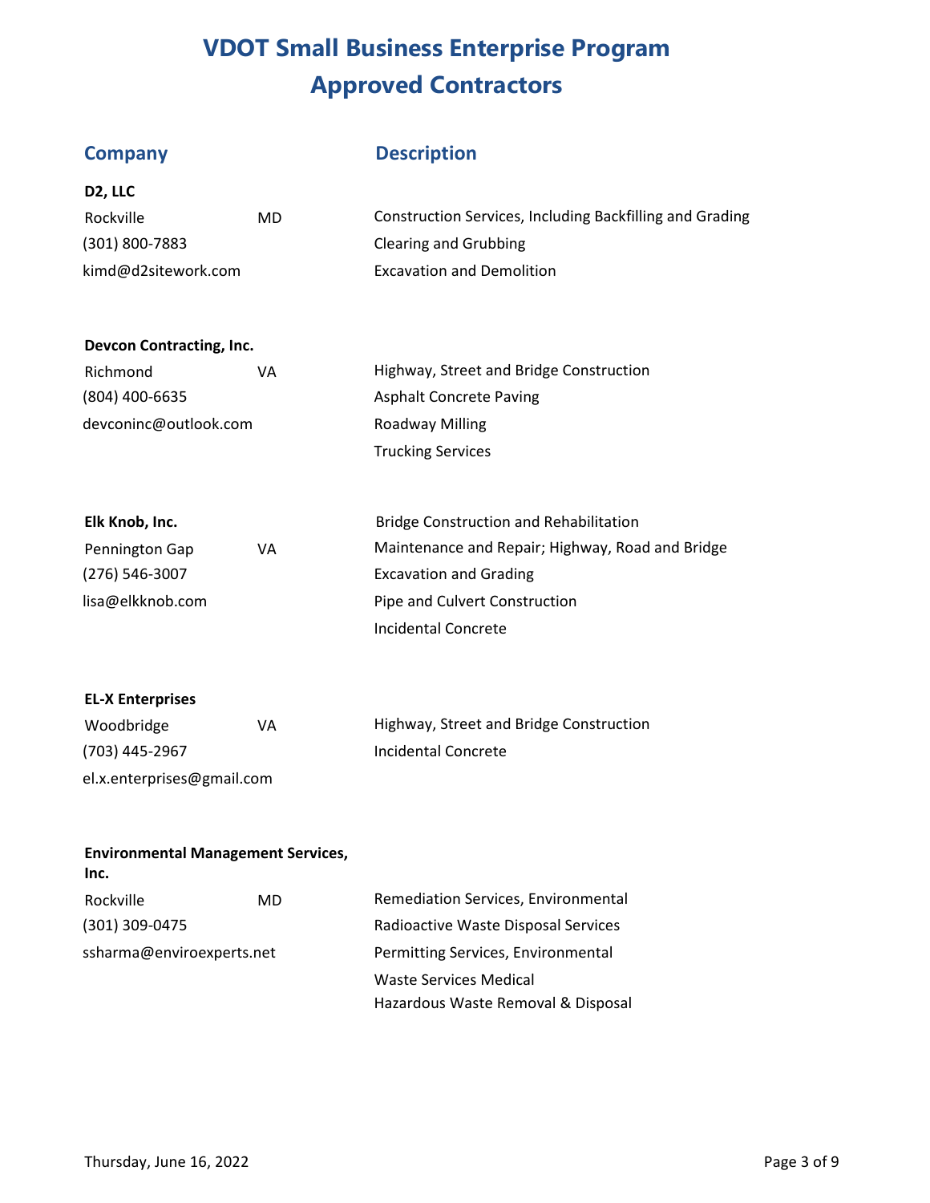# VDOT Small Business Enterprise Program
# Approved Contractors

| Company | | Description |
|---|---|---|
| **D2, LLC** | | |
| Rockville | MD | Construction Services, Including Backfilling and Grading |
| (301) 800-7883 | | Clearing and Grubbing |
| kimd@d2sitework.com | | Excavation and Demolition |
| **Devcon Contracting, Inc.** | | |
| Richmond | VA | Highway, Street and Bridge Construction |
| (804) 400-6635 | | Asphalt Concrete Paving |
| devconinc@outlook.com | | Roadway Milling |
| | | Trucking Services |
| **Elk Knob, Inc.** | | Bridge Construction and Rehabilitation |
| Pennington Gap | VA | Maintenance and Repair; Highway, Road and Bridge |
| (276) 546-3007 | | Excavation and Grading |
| lisa@elkknob.com | | Pipe and Culvert Construction |
| | | Incidental Concrete |
| **EL-X Enterprises** | | |
| Woodbridge | VA | Highway, Street and Bridge Construction |
| (703) 445-2967 | | Incidental Concrete |
| el.x.enterprises@gmail.com | | |
| **Environmental Management Services, Inc.** | | |
| Rockville | MD | Remediation Services, Environmental |
| (301) 309-0475 | | Radioactive Waste Disposal Services |
| ssharma@enviroexperts.net | | Permitting Services, Environmental |
| | | Waste Services Medical |
| | | Hazardous Waste Removal & Disposal |

Thursday, June 16, 2022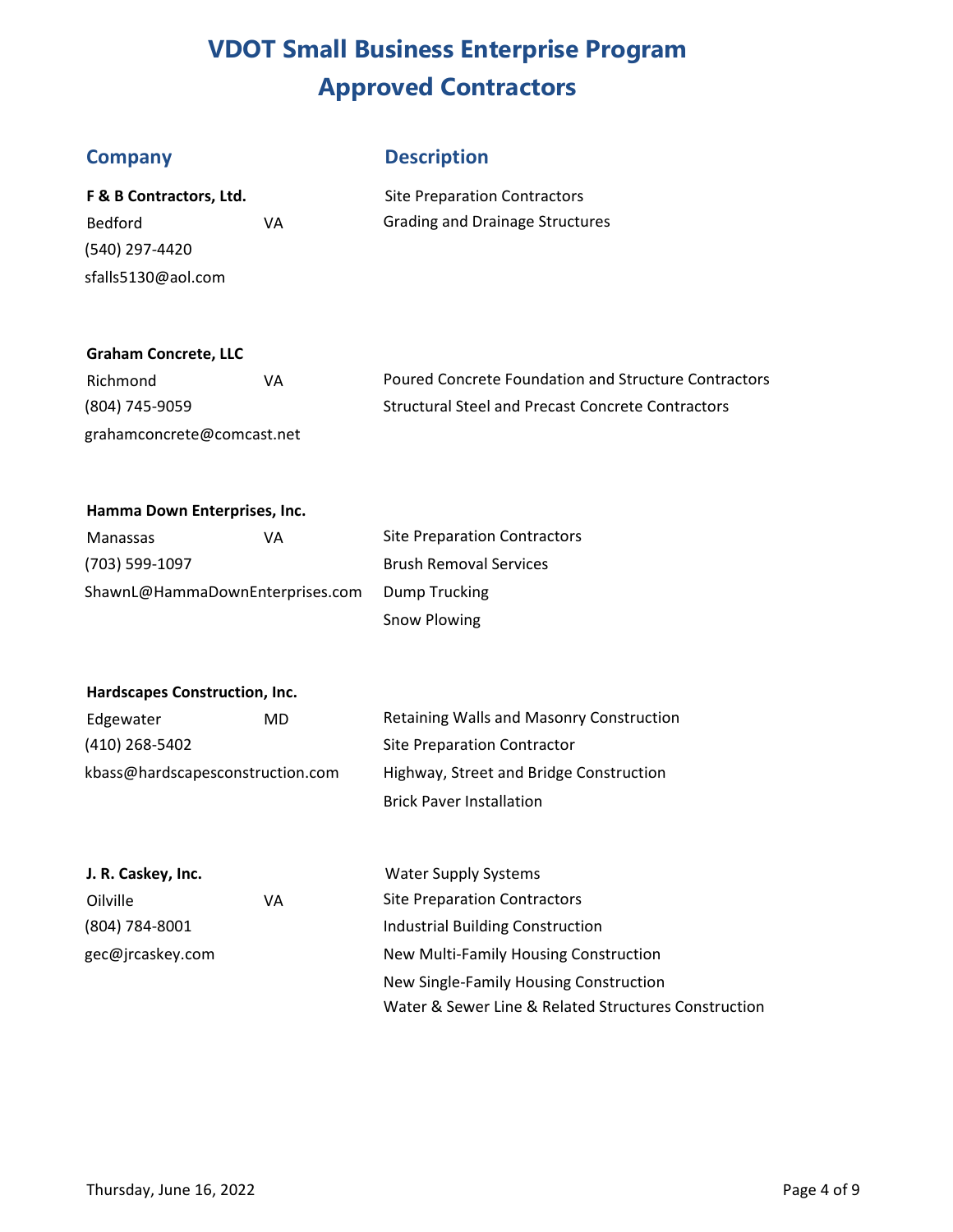# VDOT Small Business Enterprise Program
# Approved Contractors

| Company | | Description |
| --- | --- | --- |
| **F & B Contractors, Ltd.** | | Site Preparation Contractors |
| Bedford | VA | Grading and Drainage Structures |
| (540) 297-4420 | | |
| sfalls5130@aol.com | | |
| | | |
| **Graham Concrete, LLC** | | |
| Richmond | VA | Poured Concrete Foundation and Structure Contractors |
| (804) 745-9059 | | Structural Steel and Precast Concrete Contractors |
| grahamconcrete@comcast.net | | |
| | | |
| **Hamma Down Enterprises, Inc.** | | |
| Manassas | VA | Site Preparation Contractors |
| (703) 599-1097 | | Brush Removal Services |
| ShawnL@HammaDownEnterprises.com | | Dump Trucking |
| | | Snow Plowing |
| | | |
| **Hardscapes Construction, Inc.** | | |
| Edgewater | MD | Retaining Walls and Masonry Construction |
| (410) 268-5402 | | Site Preparation Contractor |
| kbass@hardscapesconstruction.com | | Highway, Street and Bridge Construction |
| | | Brick Paver Installation |
| | | |
| **J. R. Caskey, Inc.** | | Water Supply Systems |
| Oilville | VA | Site Preparation Contractors |
| (804) 784-8001 | | Industrial Building Construction |
| gec@jrcaskey.com | | New Multi-Family Housing Construction |
| | | New Single-Family Housing Construction |
| | | Water & Sewer Line & Related Structures Construction |

Thursday, June 16, 2022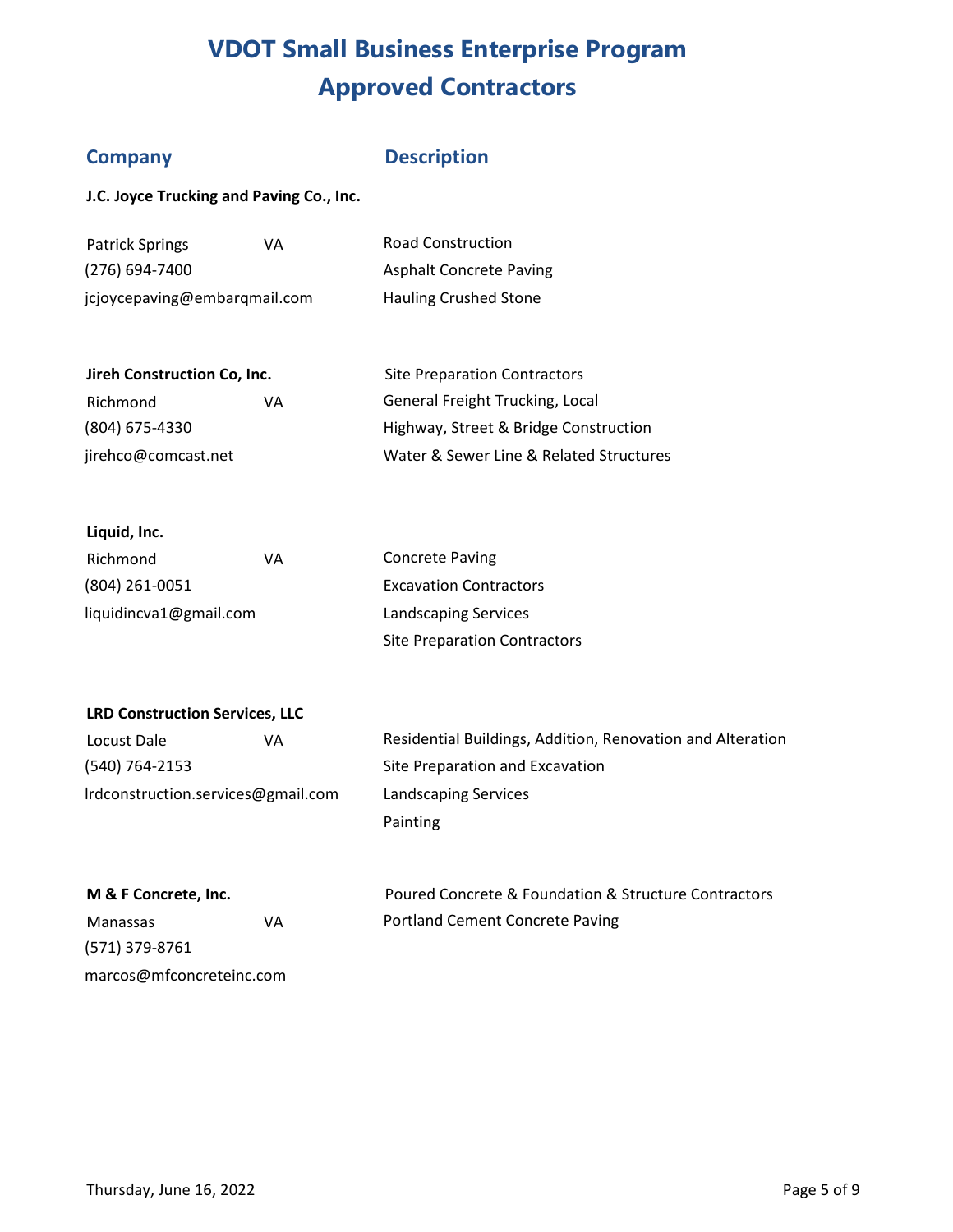# VDOT Small Business Enterprise Program
# Approved Contractors

| Company | | Description |
|---|---|---|
| **J.C. Joyce Trucking and Paving Co., Inc.** | | |
| Patrick Springs | VA | Road Construction |
| (276) 694-7400 | | Asphalt Concrete Paving |
| jcjoycepaving@embarqmail.com | | Hauling Crushed Stone |
| **Jireh Construction Co, Inc.** | | Site Preparation Contractors |
| Richmond | VA | General Freight Trucking, Local |
| (804) 675-4330 | | Highway, Street & Bridge Construction |
| jirehco@comcast.net | | Water & Sewer Line & Related Structures |
| **Liquid, Inc.** | | |
| Richmond | VA | Concrete Paving |
| (804) 261-0051 | | Excavation Contractors |
| liquidincva1@gmail.com | | Landscaping Services |
| | | Site Preparation Contractors |
| **LRD Construction Services, LLC** | | |
| Locust Dale | VA | Residential Buildings, Addition, Renovation and Alteration |
| (540) 764-2153 | | Site Preparation and Excavation |
| lrdconstruction.services@gmail.com | | Landscaping Services |
| | | Painting |
| **M & F Concrete, Inc.** | | Poured Concrete & Foundation & Structure Contractors |
| Manassas | VA | Portland Cement Concrete Paving |
| (571) 379-8761 | | |
| marcos@mfconcreteinc.com | | |

Thursday, June 16, 2022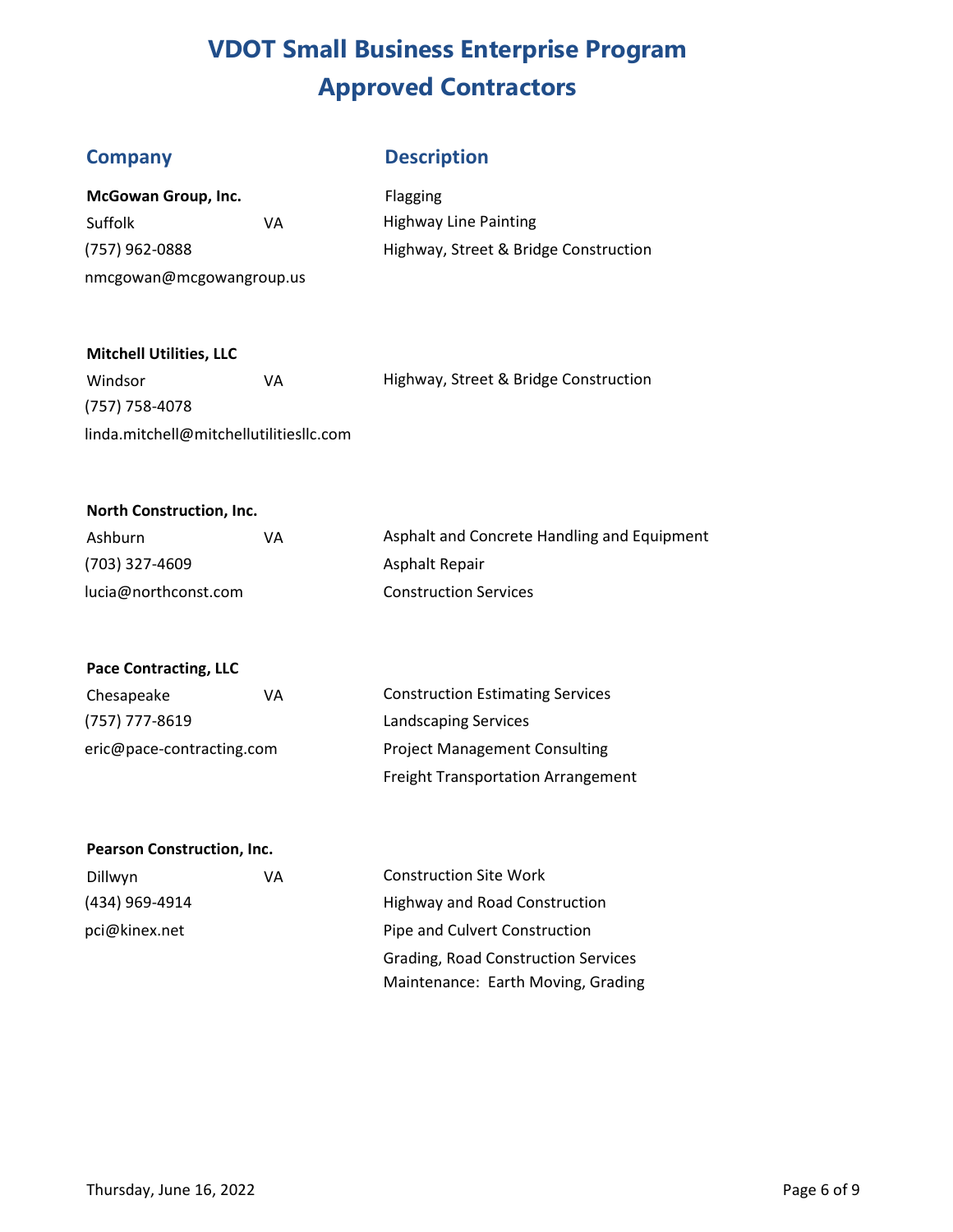# VDOT Small Business Enterprise Program
# Approved Contractors

| Company | | Description |
|---|---|---|
| **McGowan Group, Inc.** | | Flagging |
| Suffolk | VA | Highway Line Painting |
| (757) 962-0888 | | Highway, Street & Bridge Construction |
| nmcgowan@mcgowangroup.us | | |
| **Mitchell Utilities, LLC** | | |
| Windsor | VA | Highway, Street & Bridge Construction |
| (757) 758-4078 | | |
| linda.mitchell@mitchellutilitiesllc.com | | |
| **North Construction, Inc.** | | |
| Ashburn | VA | Asphalt and Concrete Handling and Equipment |
| (703) 327-4609 | | Asphalt Repair |
| lucia@northconst.com | | Construction Services |
| **Pace Contracting, LLC** | | |
| Chesapeake | VA | Construction Estimating Services |
| (757) 777-8619 | | Landscaping Services |
| eric@pace-contracting.com | | Project Management Consulting |
| | | Freight Transportation Arrangement |
| **Pearson Construction, Inc.** | | |
| Dillwyn | VA | Construction Site Work |
| (434) 969-4914 | | Highway and Road Construction |
| pci@kinex.net | | Pipe and Culvert Construction |
| | | Grading, Road Construction Services |
| | | Maintenance: Earth Moving, Grading |

Thursday, June 16, 2022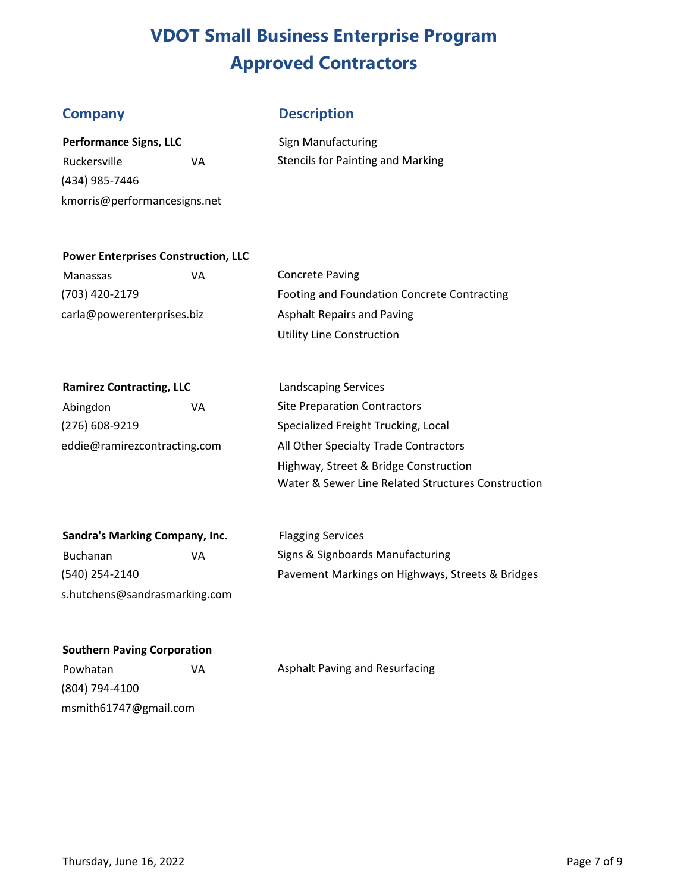# VDOT Small Business Enterprise Program
# Approved Contractors

| Company | Description |
| --- | --- |
| **Performance Signs, LLC** | Sign Manufacturing |
| Ruckersville VA | Stencils for Painting and Marking |
| (434) 985-7446 | |
| kmorris@performancesigns.net | |
| **Power Enterprises Construction, LLC** | |
| Manassas VA | Concrete Paving |
| (703) 420-2179 | Footing and Foundation Concrete Contracting |
| carla@powerenterprises.biz | Asphalt Repairs and Paving |
| | Utility Line Construction |
| **Ramirez Contracting, LLC** | Landscaping Services |
| Abingdon VA | Site Preparation Contractors |
| (276) 608-9219 | Specialized Freight Trucking, Local |
| eddie@ramirezcontracting.com | All Other Specialty Trade Contractors |
| | Highway, Street & Bridge Construction |
| | Water & Sewer Line Related Structures Construction |
| **Sandra's Marking Company, Inc.** | Flagging Services |
| Buchanan VA | Signs & Signboards Manufacturing |
| (540) 254-2140 | Pavement Markings on Highways, Streets & Bridges |
| s.hutchens@sandrasmarking.com | |
| **Southern Paving Corporation** | |
| Powhatan VA | Asphalt Paving and Resurfacing |
| (804) 794-4100 | |
| msmith61747@gmail.com | |

Thursday, June 16, 2022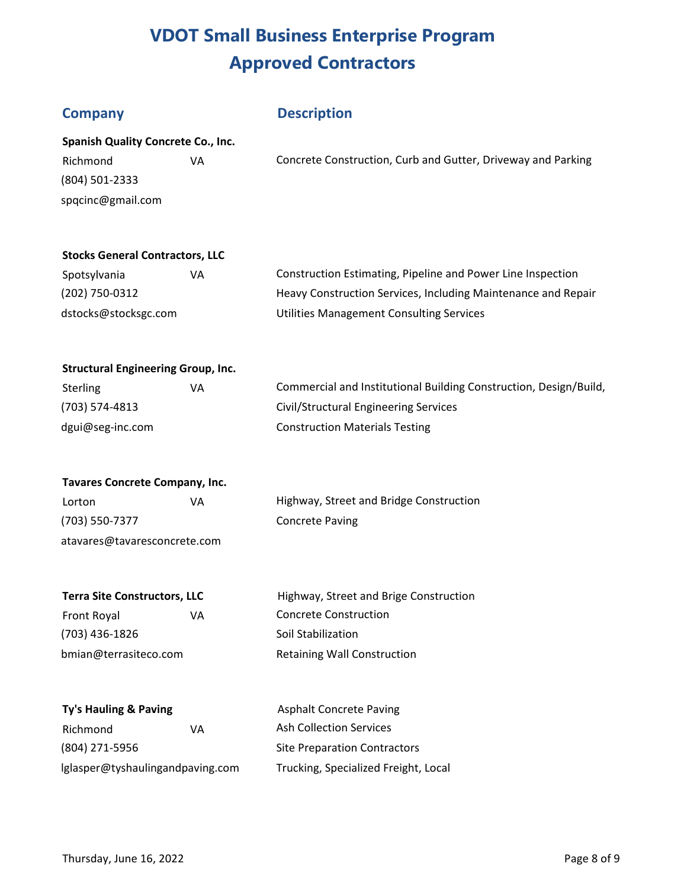# VDOT Small Business Enterprise Program
# Approved Contractors

| Company | | Description |
|---|---|---|
| **Spanish Quality Concrete Co., Inc.**<br>Richmond<br>(804) 501-2333<br>spqcinc@gmail.com | VA | Concrete Construction, Curb and Gutter, Driveway and Parking |
| **Stocks General Contractors, LLC**<br>Spotsylvania<br>(202) 750-0312<br>dstocks@stocksgc.com | VA | Construction Estimating, Pipeline and Power Line Inspection<br>Heavy Construction Services, Including Maintenance and Repair<br>Utilities Management Consulting Services |
| **Structural Engineering Group, Inc.**<br>Sterling<br>(703) 574-4813<br>dgui@seg-inc.com | VA | Commercial and Institutional Building Construction, Design/Build,<br>Civil/Structural Engineering Services<br>Construction Materials Testing |
| **Tavares Concrete Company, Inc.**<br>Lorton<br>(703) 550-7377<br>atavares@tavaresconcrete.com | VA | Highway, Street and Bridge Construction<br>Concrete Paving |
| **Terra Site Constructors, LLC**<br>Front Royal<br>(703) 436-1826<br>bmian@terrasiteco.com | VA | Highway, Street and Brige Construction<br>Concrete Construction<br>Soil Stabilization<br>Retaining Wall Construction |
| **Ty's Hauling & Paving**<br>Richmond<br>(804) 271-5956<br>lglasper@tyshaulingandpaving.com | VA | Asphalt Concrete Paving<br>Ash Collection Services<br>Site Preparation Contractors<br>Trucking, Specialized Freight, Local |

Thursday, June 16, 2022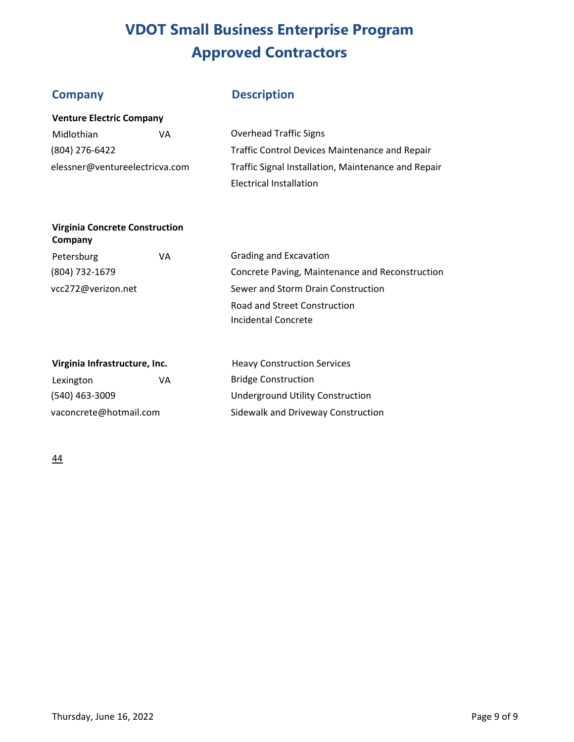# VDOT Small Business Enterprise Program
# Approved Contractors

| Company | Description |
| --- | --- |
| **Venture Electric Company**<br>Midlothian VA<br>(804) 276-6422<br>elessner@ventureelectricva.com | Overhead Traffic Signs<br>Traffic Control Devices Maintenance and Repair<br>Traffic Signal Installation, Maintenance and Repair<br>Electrical Installation |
| **Virginia Concrete Construction Company**<br>Petersburg VA<br>(804) 732-1679<br>vcc272@verizon.net | Grading and Excavation<br>Concrete Paving, Maintenance and Reconstruction<br>Sewer and Storm Drain Construction<br>Road and Street Construction<br>Incidental Concrete |
| **Virginia Infrastructure, Inc.**<br>Lexington VA<br>(540) 463-3009<br>vaconcrete@hotmail.com | Heavy Construction Services<br>Bridge Construction<br>Underground Utility Construction<br>Sidewalk and Driveway Construction |

44

Thursday, June 16, 2022